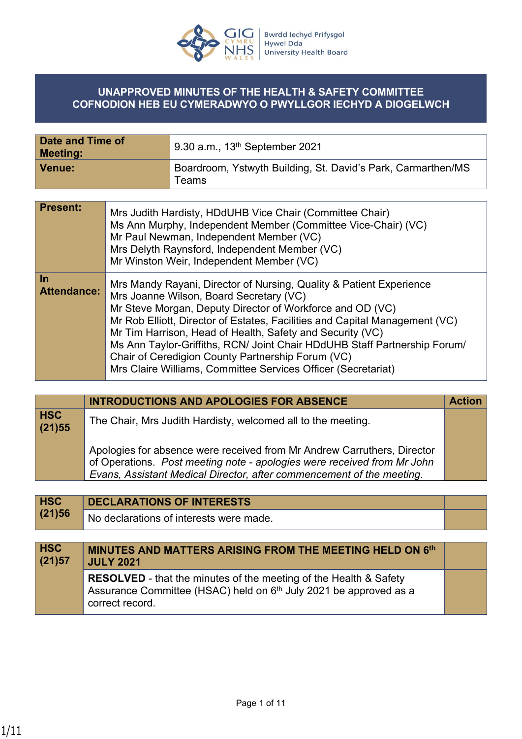# UNAPPROVED MINUTES OF THE HEALTH & SAFETY COMMITTEE
# COFNODION HEB EU CYMERADWYO O PWYLLGOR IECHYD A DIOGELWCH

| | |
|---|---|
| **Date and Time of Meeting:** | 9.30 a.m., 13th September 2021 |
| **Venue:** | Boardroom, Ystwyth Building, St. David's Park, Carmarthen/MS Teams |

| | |
|---|---|
| **Present:** | Mrs Judith Hardisty, HDdUHB Vice Chair (Committee Chair)<br>Ms Ann Murphy, Independent Member (Committee Vice-Chair) (VC)<br>Mr Paul Newman, Independent Member (VC)<br>Mrs Delyth Raynsford, Independent Member (VC)<br>Mr Winston Weir, Independent Member (VC) |
| **In Attendance:** | Mrs Mandy Rayani, Director of Nursing, Quality & Patient Experience<br>Mrs Joanne Wilson, Board Secretary (VC)<br>Mr Steve Morgan, Deputy Director of Workforce and OD (VC)<br>Mr Rob Elliott, Director of Estates, Facilities and Capital Management (VC)<br>Mr Tim Harrison, Head of Health, Safety and Security (VC)<br>Ms Ann Taylor-Griffiths, RCN/ Joint Chair HDdUHB Staff Partnership Forum/ Chair of Ceredigion County Partnership Forum (VC)<br>Mrs Claire Williams, Committee Services Officer (Secretariat) |

| | **INTRODUCTIONS AND APOLOGIES FOR ABSENCE** | **Action** |
|---|---|---|
| **HSC (21)55** | The Chair, Mrs Judith Hardisty, welcomed all to the meeting.<br><br>Apologies for absence were received from Mr Andrew Carruthers, Director of Operations. *Post meeting note - apologies were received from Mr John Evans, Assistant Medical Director, after commencement of the meeting.* | |

| **HSC (21)56** | **DECLARATIONS OF INTERESTS** | |
|---|---|---|
| | No declarations of interests were made. | |

| **HSC (21)57** | **MINUTES AND MATTERS ARISING FROM THE MEETING HELD ON 6th JULY 2021** | |
|---|---|---|
| | **RESOLVED** - that the minutes of the meeting of the Health & Safety Assurance Committee (HSAC) held on 6th July 2021 be approved as a correct record. | |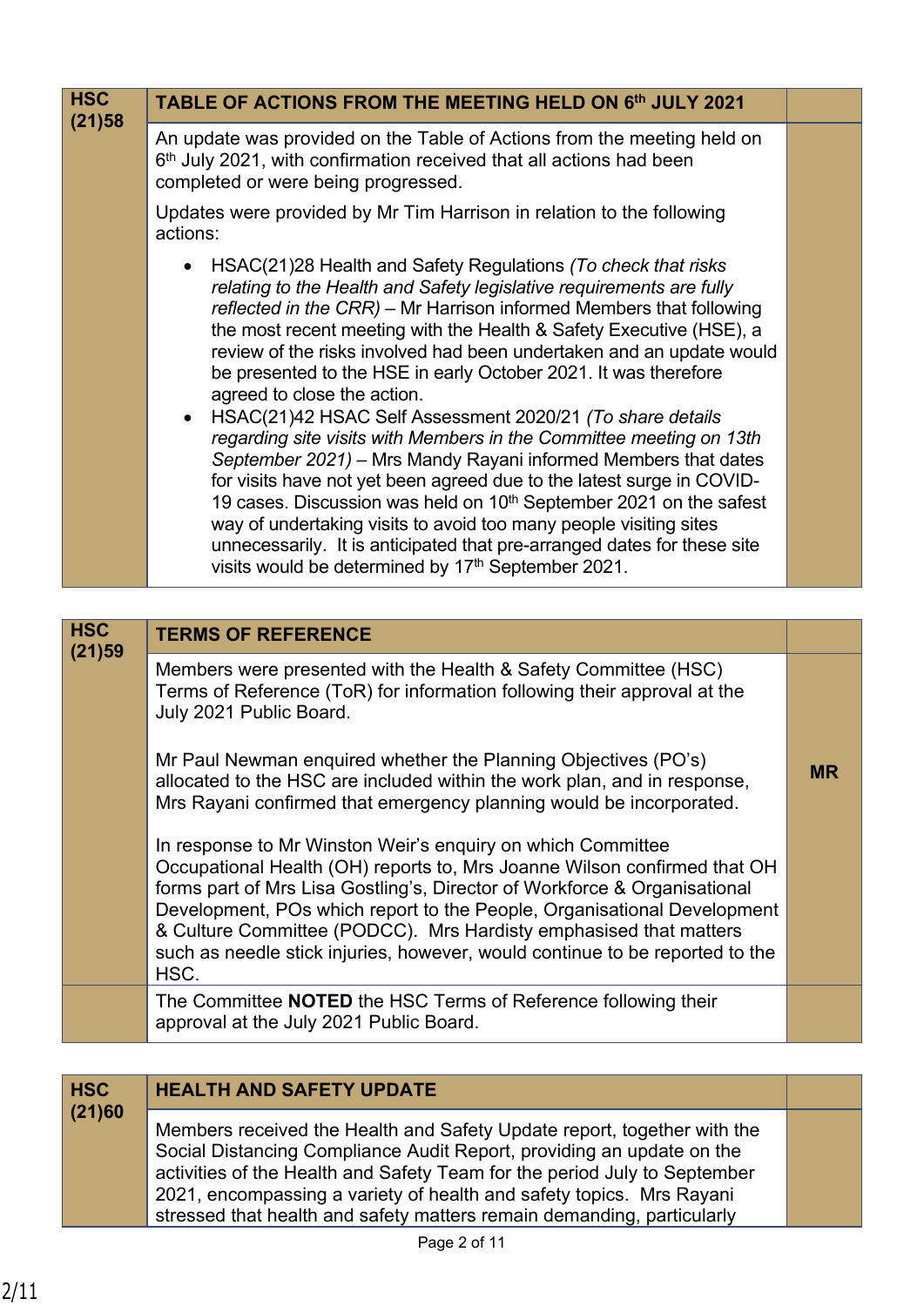| HSC (21)58 | TABLE OF ACTIONS FROM THE MEETING HELD ON 6th JULY 2021 | |
|---|---|---|
| | An update was provided on the Table of Actions from the meeting held on 6th July 2021, with confirmation received that all actions had been completed or were being progressed.<br><br>Updates were provided by Mr Tim Harrison in relation to the following actions:<br><br>• HSAC(21)28 Health and Safety Regulations *(To check that risks relating to the Health and Safety legislative requirements are fully reflected in the CRR)* – Mr Harrison informed Members that following the most recent meeting with the Health & Safety Executive (HSE), a review of the risks involved had been undertaken and an update would be presented to the HSE in early October 2021. It was therefore agreed to close the action.<br>• HSAC(21)42 HSAC Self Assessment 2020/21 *(To share details regarding site visits with Members in the Committee meeting on 13th September 2021)* – Mrs Mandy Rayani informed Members that dates for visits have not yet been agreed due to the latest surge in COVID-19 cases. Discussion was held on 10th September 2021 on the safest way of undertaking visits to avoid too many people visiting sites unnecessarily. It is anticipated that pre-arranged dates for these site visits would be determined by 17th September 2021. | |

| HSC (21)59 | TERMS OF REFERENCE | |
|---|---|---|
| | Members were presented with the Health & Safety Committee (HSC) Terms of Reference (ToR) for information following their approval at the July 2021 Public Board.<br><br>Mr Paul Newman enquired whether the Planning Objectives (PO's) allocated to the HSC are included within the work plan, and in response, Mrs Rayani confirmed that emergency planning would be incorporated.<br><br>In response to Mr Winston Weir's enquiry on which Committee Occupational Health (OH) reports to, Mrs Joanne Wilson confirmed that OH forms part of Mrs Lisa Gostling's, Director of Workforce & Organisational Development, POs which report to the People, Organisational Development & Culture Committee (PODCC). Mrs Hardisty emphasised that matters such as needle stick injuries, however, would continue to be reported to the HSC. | **MR** |
| | The Committee **NOTED** the HSC Terms of Reference following their approval at the July 2021 Public Board. | |

| HSC (21)60 | HEALTH AND SAFETY UPDATE | |
|---|---|---|
| | Members received the Health and Safety Update report, together with the Social Distancing Compliance Audit Report, providing an update on the activities of the Health and Safety Team for the period July to September 2021, encompassing a variety of health and safety topics. Mrs Rayani stressed that health and safety matters remain demanding, particularly | |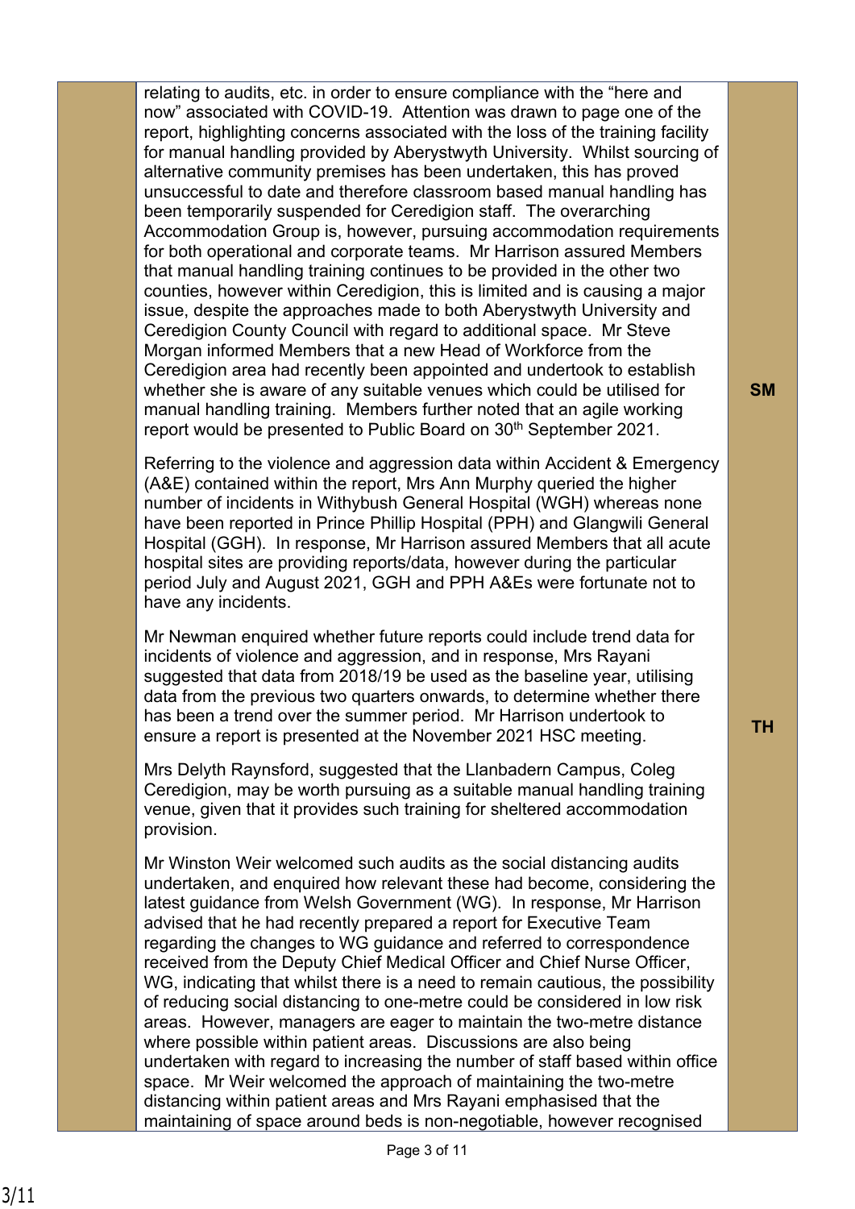| | | |
|---|---|---|
| | relating to audits, etc. in order to ensure compliance with the "here and now" associated with COVID-19. Attention was drawn to page one of the report, highlighting concerns associated with the loss of the training facility for manual handling provided by Aberystwyth University. Whilst sourcing of alternative community premises has been undertaken, this has proved unsuccessful to date and therefore classroom based manual handling has been temporarily suspended for Ceredigion staff. The overarching Accommodation Group is, however, pursuing accommodation requirements for both operational and corporate teams. Mr Harrison assured Members that manual handling training continues to be provided in the other two counties, however within Ceredigion, this is limited and is causing a major issue, despite the approaches made to both Aberystwyth University and Ceredigion County Council with regard to additional space. Mr Steve Morgan informed Members that a new Head of Workforce from the Ceredigion area had recently been appointed and undertook to establish whether she is aware of any suitable venues which could be utilised for manual handling training. Members further noted that an agile working report would be presented to Public Board on 30th September 2021. | **SM** |
| | Referring to the violence and aggression data within Accident & Emergency (A&E) contained within the report, Mrs Ann Murphy queried the higher number of incidents in Withybush General Hospital (WGH) whereas none have been reported in Prince Phillip Hospital (PPH) and Glangwili General Hospital (GGH). In response, Mr Harrison assured Members that all acute hospital sites are providing reports/data, however during the particular period July and August 2021, GGH and PPH A&Es were fortunate not to have any incidents. | |
| | Mr Newman enquired whether future reports could include trend data for incidents of violence and aggression, and in response, Mrs Rayani suggested that data from 2018/19 be used as the baseline year, utilising data from the previous two quarters onwards, to determine whether there has been a trend over the summer period. Mr Harrison undertook to ensure a report is presented at the November 2021 HSC meeting. | **TH** |
| | Mrs Delyth Raynsford, suggested that the Llanbadern Campus, Coleg Ceredigion, may be worth pursuing as a suitable manual handling training venue, given that it provides such training for sheltered accommodation provision. | |
| | Mr Winston Weir welcomed such audits as the social distancing audits undertaken, and enquired how relevant these had become, considering the latest guidance from Welsh Government (WG). In response, Mr Harrison advised that he had recently prepared a report for Executive Team regarding the changes to WG guidance and referred to correspondence received from the Deputy Chief Medical Officer and Chief Nurse Officer, WG, indicating that whilst there is a need to remain cautious, the possibility of reducing social distancing to one-metre could be considered in low risk areas. However, managers are eager to maintain the two-metre distance where possible within patient areas. Discussions are also being undertaken with regard to increasing the number of staff based within office space. Mr Weir welcomed the approach of maintaining the two-metre distancing within patient areas and Mrs Rayani emphasised that the maintaining of space around beds is non-negotiable, however recognised | |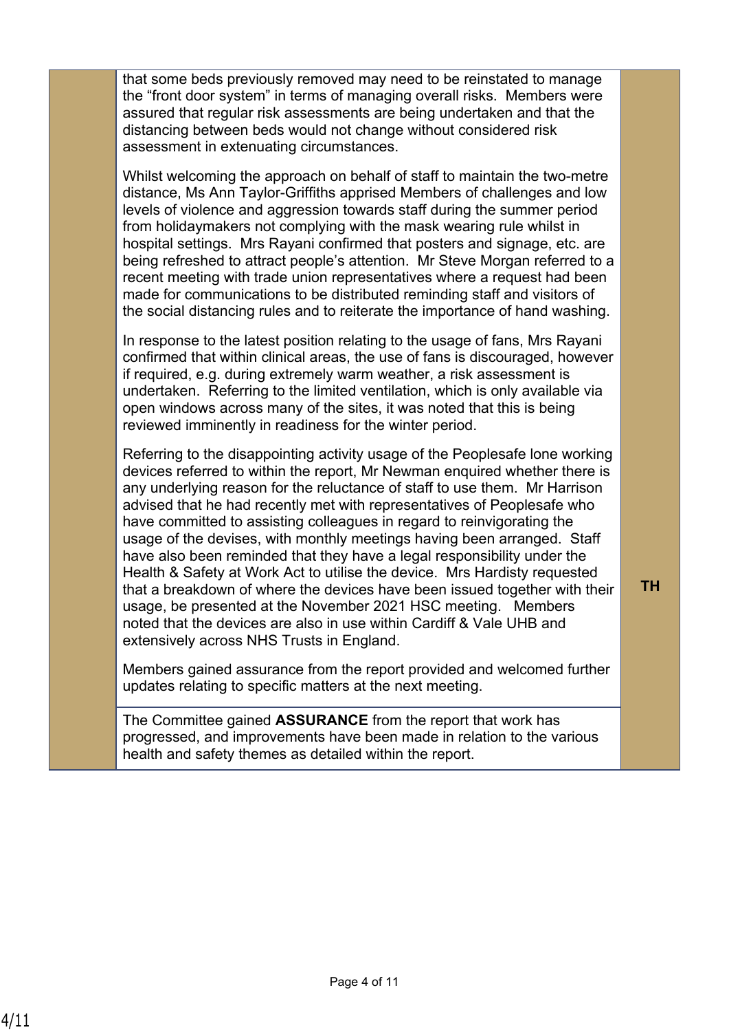| | | |
|---|---|---|
| | that some beds previously removed may need to be reinstated to manage the "front door system" in terms of managing overall risks. Members were assured that regular risk assessments are being undertaken and that the distancing between beds would not change without considered risk assessment in extenuating circumstances.<br><br>Whilst welcoming the approach on behalf of staff to maintain the two-metre distance, Ms Ann Taylor-Griffiths apprised Members of challenges and low levels of violence and aggression towards staff during the summer period from holidaymakers not complying with the mask wearing rule whilst in hospital settings. Mrs Rayani confirmed that posters and signage, etc. are being refreshed to attract people's attention. Mr Steve Morgan referred to a recent meeting with trade union representatives where a request had been made for communications to be distributed reminding staff and visitors of the social distancing rules and to reiterate the importance of hand washing.<br><br>In response to the latest position relating to the usage of fans, Mrs Rayani confirmed that within clinical areas, the use of fans is discouraged, however if required, e.g. during extremely warm weather, a risk assessment is undertaken. Referring to the limited ventilation, which is only available via open windows across many of the sites, it was noted that this is being reviewed imminently in readiness for the winter period.<br><br>Referring to the disappointing activity usage of the Peoplesafe lone working devices referred to within the report, Mr Newman enquired whether there is any underlying reason for the reluctance of staff to use them. Mr Harrison advised that he had recently met with representatives of Peoplesafe who have committed to assisting colleagues in regard to reinvigorating the usage of the devises, with monthly meetings having been arranged. Staff have also been reminded that they have a legal responsibility under the Health & Safety at Work Act to utilise the device. Mrs Hardisty requested that a breakdown of where the devices have been issued together with their usage, be presented at the November 2021 HSC meeting. Members noted that the devices are also in use within Cardiff & Vale UHB and extensively across NHS Trusts in England.<br><br>Members gained assurance from the report provided and welcomed further updates relating to specific matters at the next meeting. | **TH** |
| | The Committee gained **ASSURANCE** from the report that work has progressed, and improvements have been made in relation to the various health and safety themes as detailed within the report. | |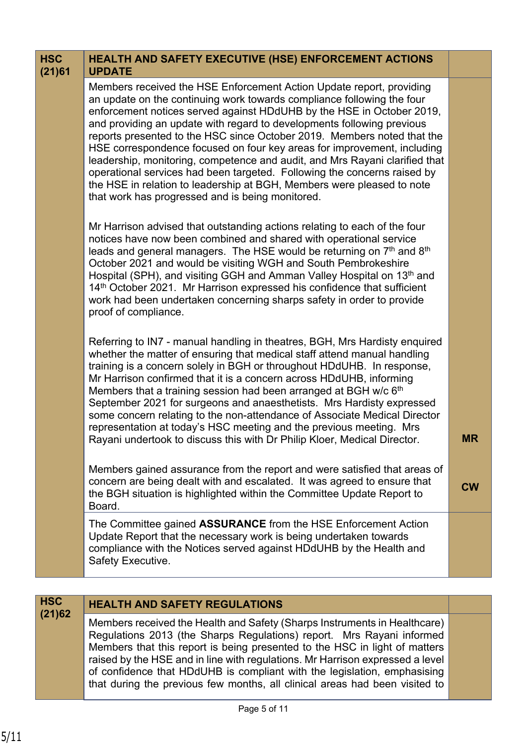| HSC (21)61 | HEALTH AND SAFETY EXECUTIVE (HSE) ENFORCEMENT ACTIONS UPDATE | |
|---|---|---|
| | Members received the HSE Enforcement Action Update report, providing an update on the continuing work towards compliance following the four enforcement notices served against HDdUHB by the HSE in October 2019, and providing an update with regard to developments following previous reports presented to the HSC since October 2019. Members noted that the HSE correspondence focused on four key areas for improvement, including leadership, monitoring, competence and audit, and Mrs Rayani clarified that operational services had been targeted. Following the concerns raised by the HSE in relation to leadership at BGH, Members were pleased to note that work has progressed and is being monitored.<br><br>Mr Harrison advised that outstanding actions relating to each of the four notices have now been combined and shared with operational service leads and general managers. The HSE would be returning on 7th and 8th October 2021 and would be visiting WGH and South Pembrokeshire Hospital (SPH), and visiting GGH and Amman Valley Hospital on 13th and 14th October 2021. Mr Harrison expressed his confidence that sufficient work had been undertaken concerning sharps safety in order to provide proof of compliance.<br><br>Referring to IN7 - manual handling in theatres, BGH, Mrs Hardisty enquired whether the matter of ensuring that medical staff attend manual handling training is a concern solely in BGH or throughout HDdUHB. In response, Mr Harrison confirmed that it is a concern across HDdUHB, informing Members that a training session had been arranged at BGH w/c 6th September 2021 for surgeons and anaesthetists. Mrs Hardisty expressed some concern relating to the non-attendance of Associate Medical Director representation at today's HSC meeting and the previous meeting. Mrs Rayani undertook to discuss this with Dr Philip Kloer, Medical Director.<br><br>Members gained assurance from the report and were satisfied that areas of concern are being dealt with and escalated. It was agreed to ensure that the BGH situation is highlighted within the Committee Update Report to Board. | **MR**<br><br>**CW** |
| | The Committee gained **ASSURANCE** from the HSE Enforcement Action Update Report that the necessary work is being undertaken towards compliance with the Notices served against HDdUHB by the Health and Safety Executive. | |

| HSC (21)62 | HEALTH AND SAFETY REGULATIONS | |
|---|---|---|
| | Members received the Health and Safety (Sharps Instruments in Healthcare) Regulations 2013 (the Sharps Regulations) report. Mrs Rayani informed Members that this report is being presented to the HSC in light of matters raised by the HSE and in line with regulations. Mr Harrison expressed a level of confidence that HDdUHB is compliant with the legislation, emphasising that during the previous few months, all clinical areas had been visited to | |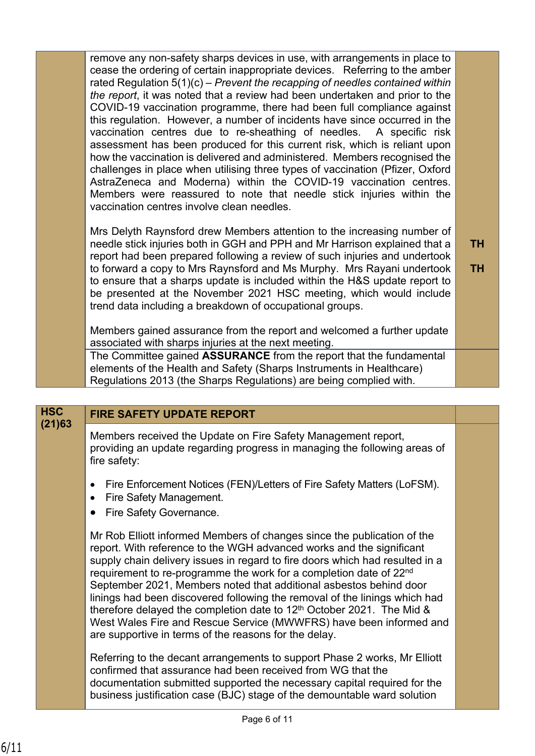| | | |
|---|---|---|
| | remove any non-safety sharps devices in use, with arrangements in place to cease the ordering of certain inappropriate devices. Referring to the amber rated Regulation 5(1)(c) – *Prevent the recapping of needles contained within the report*, it was noted that a review had been undertaken and prior to the COVID-19 vaccination programme, there had been full compliance against this regulation. However, a number of incidents have since occurred in the vaccination centres due to re-sheathing of needles. A specific risk assessment has been produced for this current risk, which is reliant upon how the vaccination is delivered and administered. Members recognised the challenges in place when utilising three types of vaccination (Pfizer, Oxford AstraZeneca and Moderna) within the COVID-19 vaccination centres. Members were reassured to note that needle stick injuries within the vaccination centres involve clean needles.<br><br>Mrs Delyth Raynsford drew Members attention to the increasing number of needle stick injuries both in GGH and PPH and Mr Harrison explained that a report had been prepared following a review of such injuries and undertook to forward a copy to Mrs Raynsford and Ms Murphy. Mrs Rayani undertook to ensure that a sharps update is included within the H&S update report to be presented at the November 2021 HSC meeting, which would include trend data including a breakdown of occupational groups.<br><br>Members gained assurance from the report and welcomed a further update associated with sharps injuries at the next meeting. | **TH**<br><br>**TH** |
| | The Committee gained **ASSURANCE** from the report that the fundamental elements of the Health and Safety (Sharps Instruments in Healthcare) Regulations 2013 (the Sharps Regulations) are being complied with. | |

| | | |
|---|---|---|
| **HSC (21)63** | **FIRE SAFETY UPDATE REPORT** | |
| | Members received the Update on Fire Safety Management report, providing an update regarding progress in managing the following areas of fire safety:<br><br>• Fire Enforcement Notices (FEN)/Letters of Fire Safety Matters (LoFSM).<br>• Fire Safety Management.<br>• Fire Safety Governance.<br><br>Mr Rob Elliott informed Members of changes since the publication of the report. With reference to the WGH advanced works and the significant supply chain delivery issues in regard to fire doors which had resulted in a requirement to re-programme the work for a completion date of 22nd September 2021, Members noted that additional asbestos behind door linings had been discovered following the removal of the linings which had therefore delayed the completion date to 12th October 2021. The Mid & West Wales Fire and Rescue Service (MWWFRS) have been informed and are supportive in terms of the reasons for the delay.<br><br>Referring to the decant arrangements to support Phase 2 works, Mr Elliott confirmed that assurance had been received from WG that the documentation submitted supported the necessary capital required for the business justification case (BJC) stage of the demountable ward solution | |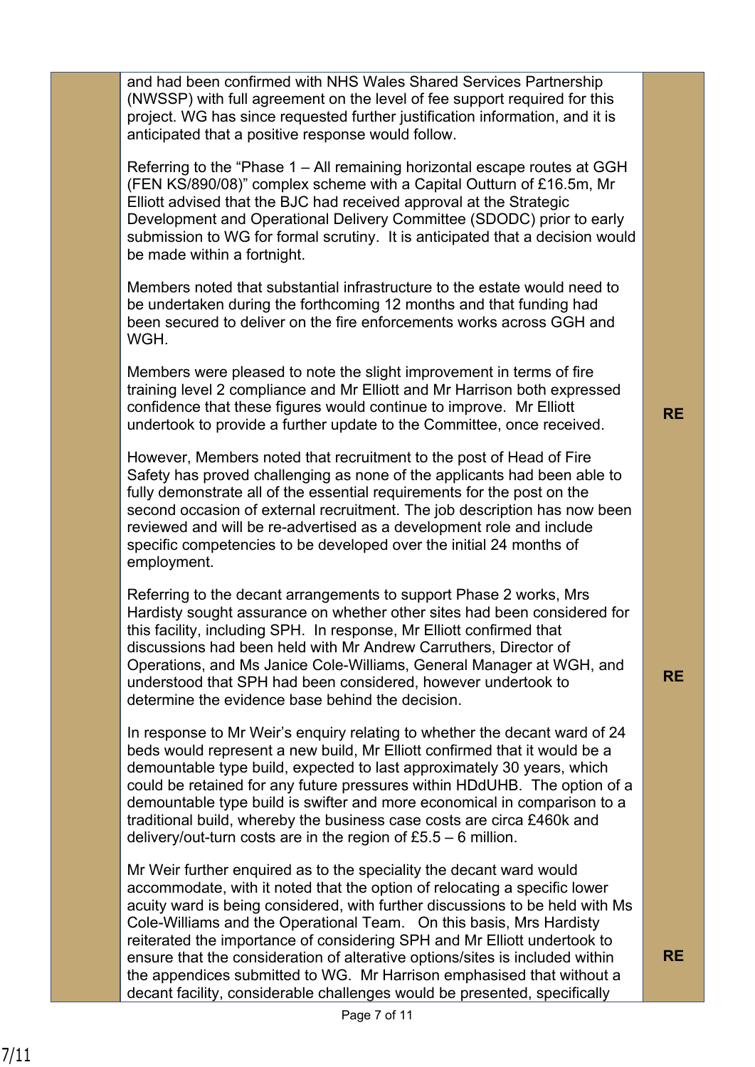| | | |
|---|---|---|
| | and had been confirmed with NHS Wales Shared Services Partnership (NWSSP) with full agreement on the level of fee support required for this project. WG has since requested further justification information, and it is anticipated that a positive response would follow. | |
| | Referring to the "Phase 1 – All remaining horizontal escape routes at GGH (FEN KS/890/08)" complex scheme with a Capital Outturn of £16.5m, Mr Elliott advised that the BJC had received approval at the Strategic Development and Operational Delivery Committee (SDODC) prior to early submission to WG for formal scrutiny. It is anticipated that a decision would be made within a fortnight. | |
| | Members noted that substantial infrastructure to the estate would need to be undertaken during the forthcoming 12 months and that funding had been secured to deliver on the fire enforcements works across GGH and WGH. | |
| | Members were pleased to note the slight improvement in terms of fire training level 2 compliance and Mr Elliott and Mr Harrison both expressed confidence that these figures would continue to improve. Mr Elliott undertook to provide a further update to the Committee, once received. | **RE** |
| | However, Members noted that recruitment to the post of Head of Fire Safety has proved challenging as none of the applicants had been able to fully demonstrate all of the essential requirements for the post on the second occasion of external recruitment. The job description has now been reviewed and will be re-advertised as a development role and include specific competencies to be developed over the initial 24 months of employment. | |
| | Referring to the decant arrangements to support Phase 2 works, Mrs Hardisty sought assurance on whether other sites had been considered for this facility, including SPH. In response, Mr Elliott confirmed that discussions had been held with Mr Andrew Carruthers, Director of Operations, and Ms Janice Cole-Williams, General Manager at WGH, and understood that SPH had been considered, however undertook to determine the evidence base behind the decision. | **RE** |
| | In response to Mr Weir's enquiry relating to whether the decant ward of 24 beds would represent a new build, Mr Elliott confirmed that it would be a demountable type build, expected to last approximately 30 years, which could be retained for any future pressures within HDdUHB. The option of a demountable type build is swifter and more economical in comparison to a traditional build, whereby the business case costs are circa £460k and delivery/out-turn costs are in the region of £5.5 – 6 million. | |
| | Mr Weir further enquired as to the speciality the decant ward would accommodate, with it noted that the option of relocating a specific lower acuity ward is being considered, with further discussions to be held with Ms Cole-Williams and the Operational Team. On this basis, Mrs Hardisty reiterated the importance of considering SPH and Mr Elliott undertook to ensure that the consideration of alterative options/sites is included within the appendices submitted to WG. Mr Harrison emphasised that without a decant facility, considerable challenges would be presented, specifically | **RE** |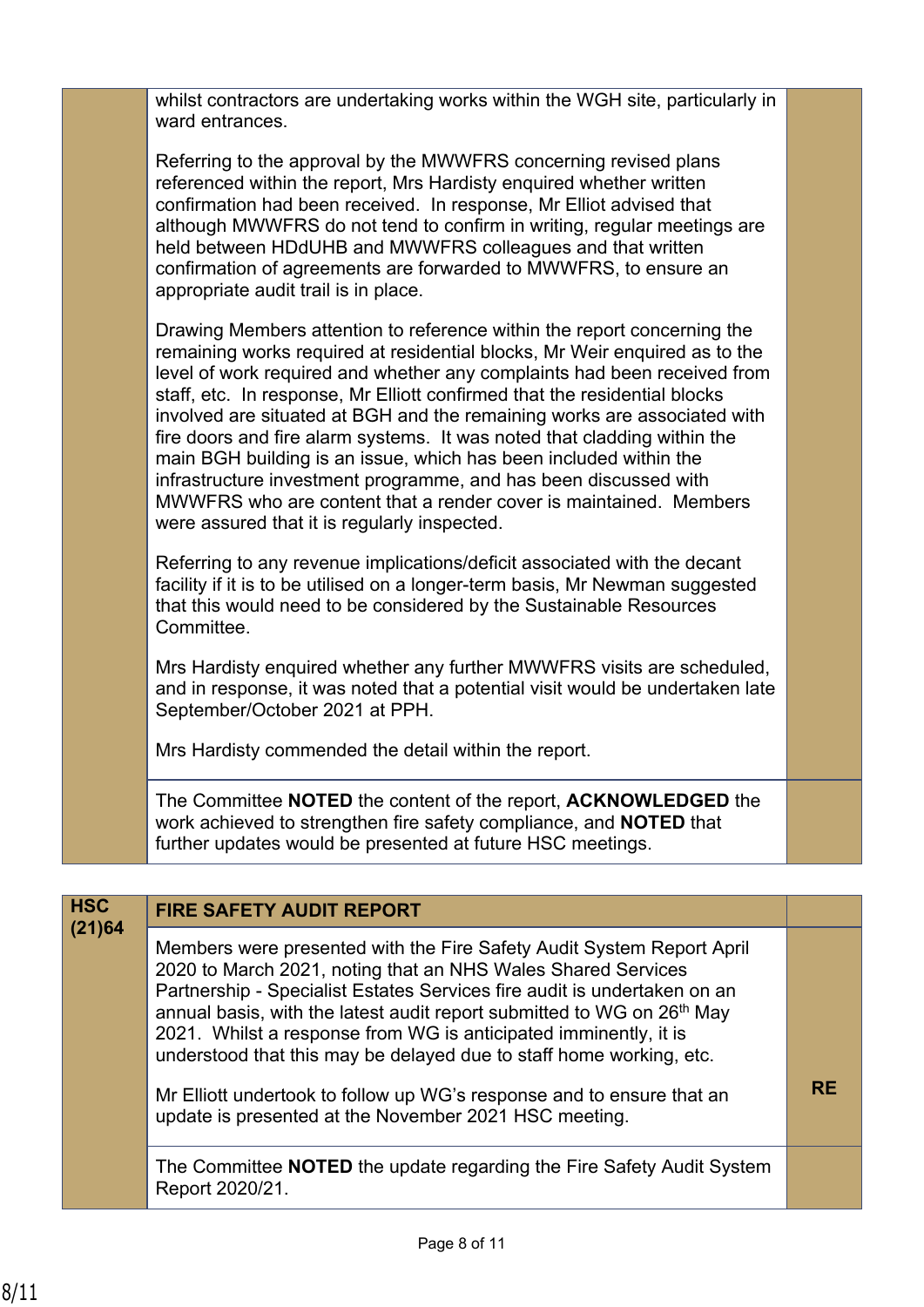| | | |
|---|---|---|
| | whilst contractors are undertaking works within the WGH site, particularly in ward entrances.<br><br>Referring to the approval by the MWWFRS concerning revised plans referenced within the report, Mrs Hardisty enquired whether written confirmation had been received. In response, Mr Elliot advised that although MWWFRS do not tend to confirm in writing, regular meetings are held between HDdUHB and MWWFRS colleagues and that written confirmation of agreements are forwarded to MWWFRS, to ensure an appropriate audit trail is in place.<br><br>Drawing Members attention to reference within the report concerning the remaining works required at residential blocks, Mr Weir enquired as to the level of work required and whether any complaints had been received from staff, etc. In response, Mr Elliott confirmed that the residential blocks involved are situated at BGH and the remaining works are associated with fire doors and fire alarm systems. It was noted that cladding within the main BGH building is an issue, which has been included within the infrastructure investment programme, and has been discussed with MWWFRS who are content that a render cover is maintained. Members were assured that it is regularly inspected.<br><br>Referring to any revenue implications/deficit associated with the decant facility if it is to be utilised on a longer-term basis, Mr Newman suggested that this would need to be considered by the Sustainable Resources Committee.<br><br>Mrs Hardisty enquired whether any further MWWFRS visits are scheduled, and in response, it was noted that a potential visit would be undertaken late September/October 2021 at PPH.<br><br>Mrs Hardisty commended the detail within the report. | |
| | The Committee **NOTED** the content of the report, **ACKNOWLEDGED** the work achieved to strengthen fire safety compliance, and **NOTED** that further updates would be presented at future HSC meetings. | |

| | | |
|---|---|---|
| **HSC (21)64** | **FIRE SAFETY AUDIT REPORT** | |
| | Members were presented with the Fire Safety Audit System Report April 2020 to March 2021, noting that an NHS Wales Shared Services Partnership - Specialist Estates Services fire audit is undertaken on an annual basis, with the latest audit report submitted to WG on 26th May 2021. Whilst a response from WG is anticipated imminently, it is understood that this may be delayed due to staff home working, etc.<br><br>Mr Elliott undertook to follow up WG's response and to ensure that an update is presented at the November 2021 HSC meeting. | **RE** |
| | The Committee **NOTED** the update regarding the Fire Safety Audit System Report 2020/21. | |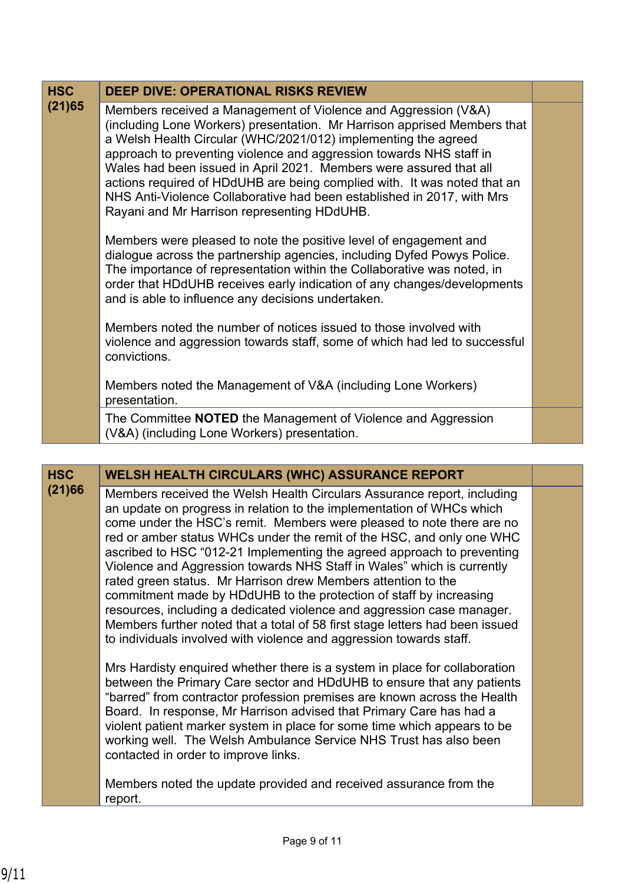| HSC (21)65 | DEEP DIVE: OPERATIONAL RISKS REVIEW | |
|---|---|---|
| | Members received a Management of Violence and Aggression (V&A) (including Lone Workers) presentation. Mr Harrison apprised Members that a Welsh Health Circular (WHC/2021/012) implementing the agreed approach to preventing violence and aggression towards NHS staff in Wales had been issued in April 2021. Members were assured that all actions required of HDdUHB are being complied with. It was noted that an NHS Anti-Violence Collaborative had been established in 2017, with Mrs Rayani and Mr Harrison representing HDdUHB.<br><br>Members were pleased to note the positive level of engagement and dialogue across the partnership agencies, including Dyfed Powys Police. The importance of representation within the Collaborative was noted, in order that HDdUHB receives early indication of any changes/developments and is able to influence any decisions undertaken.<br><br>Members noted the number of notices issued to those involved with violence and aggression towards staff, some of which had led to successful convictions.<br><br>Members noted the Management of V&A (including Lone Workers) presentation. | |
| | The Committee **NOTED** the Management of Violence and Aggression (V&A) (including Lone Workers) presentation. | |

| HSC (21)66 | WELSH HEALTH CIRCULARS (WHC) ASSURANCE REPORT | |
|---|---|---|
| | Members received the Welsh Health Circulars Assurance report, including an update on progress in relation to the implementation of WHCs which come under the HSC's remit. Members were pleased to note there are no red or amber status WHCs under the remit of the HSC, and only one WHC ascribed to HSC "012-21 Implementing the agreed approach to preventing Violence and Aggression towards NHS Staff in Wales" which is currently rated green status. Mr Harrison drew Members attention to the commitment made by HDdUHB to the protection of staff by increasing resources, including a dedicated violence and aggression case manager. Members further noted that a total of 58 first stage letters had been issued to individuals involved with violence and aggression towards staff.<br><br>Mrs Hardisty enquired whether there is a system in place for collaboration between the Primary Care sector and HDdUHB to ensure that any patients "barred" from contractor profession premises are known across the Health Board. In response, Mr Harrison advised that Primary Care has had a violent patient marker system in place for some time which appears to be working well. The Welsh Ambulance Service NHS Trust has also been contacted in order to improve links.<br><br>Members noted the update provided and received assurance from the report. | |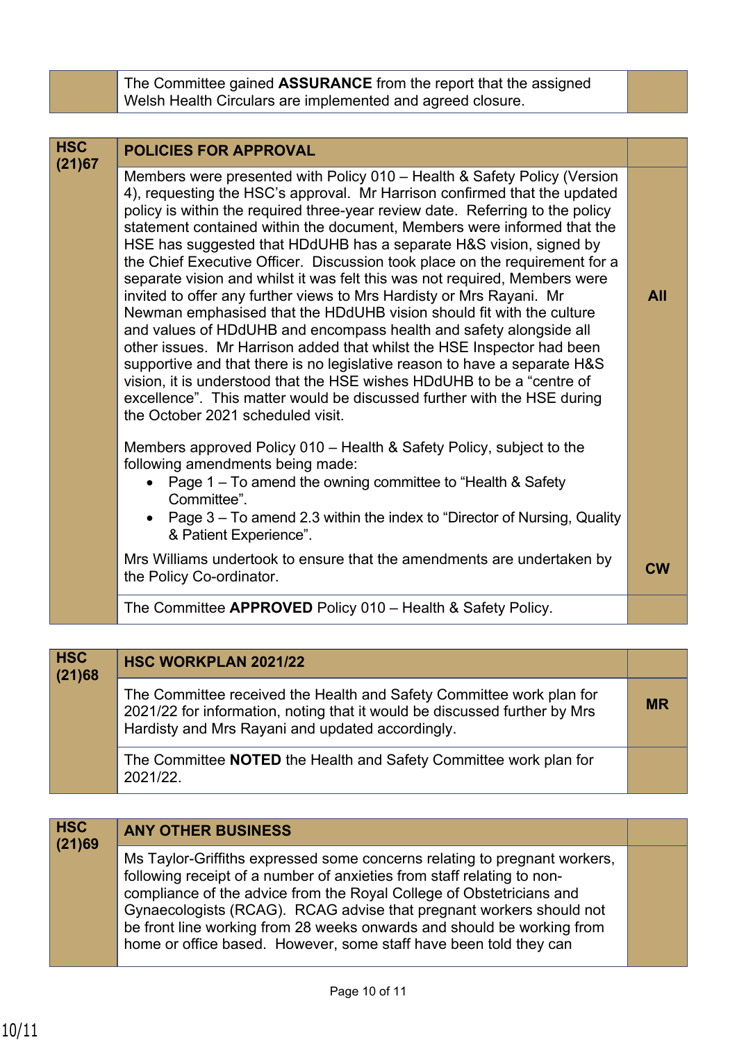| | | |
|---|---|---|
| | The Committee gained **ASSURANCE** from the report that the assigned Welsh Health Circulars are implemented and agreed closure. | |

| | | |
|---|---|---|
| **HSC (21)67** | **POLICIES FOR APPROVAL** | |
| | Members were presented with Policy 010 – Health & Safety Policy (Version 4), requesting the HSC's approval. Mr Harrison confirmed that the updated policy is within the required three-year review date. Referring to the policy statement contained within the document, Members were informed that the HSE has suggested that HDdUHB has a separate H&S vision, signed by the Chief Executive Officer. Discussion took place on the requirement for a separate vision and whilst it was felt this was not required, Members were invited to offer any further views to Mrs Hardisty or Mrs Rayani. Mr Newman emphasised that the HDdUHB vision should fit with the culture and values of HDdUHB and encompass health and safety alongside all other issues. Mr Harrison added that whilst the HSE Inspector had been supportive and that there is no legislative reason to have a separate H&S vision, it is understood that the HSE wishes HDdUHB to be a "centre of excellence". This matter would be discussed further with the HSE during the October 2021 scheduled visit. | **All** |
| | Members approved Policy 010 – Health & Safety Policy, subject to the following amendments being made: <br>• Page 1 – To amend the owning committee to "Health & Safety Committee". <br>• Page 3 – To amend 2.3 within the index to "Director of Nursing, Quality & Patient Experience". <br><br>Mrs Williams undertook to ensure that the amendments are undertaken by the Policy Co-ordinator. | **CW** |
| | The Committee **APPROVED** Policy 010 – Health & Safety Policy. | |

| | | |
|---|---|---|
| **HSC (21)68** | **HSC WORKPLAN 2021/22** | |
| | The Committee received the Health and Safety Committee work plan for 2021/22 for information, noting that it would be discussed further by Mrs Hardisty and Mrs Rayani and updated accordingly. | **MR** |
| | The Committee **NOTED** the Health and Safety Committee work plan for 2021/22. | |

| | | |
|---|---|---|
| **HSC (21)69** | **ANY OTHER BUSINESS** | |
| | Ms Taylor-Griffiths expressed some concerns relating to pregnant workers, following receipt of a number of anxieties from staff relating to non-compliance of the advice from the Royal College of Obstetricians and Gynaecologists (RCAG). RCAG advise that pregnant workers should not be front line working from 28 weeks onwards and should be working from home or office based. However, some staff have been told they can | |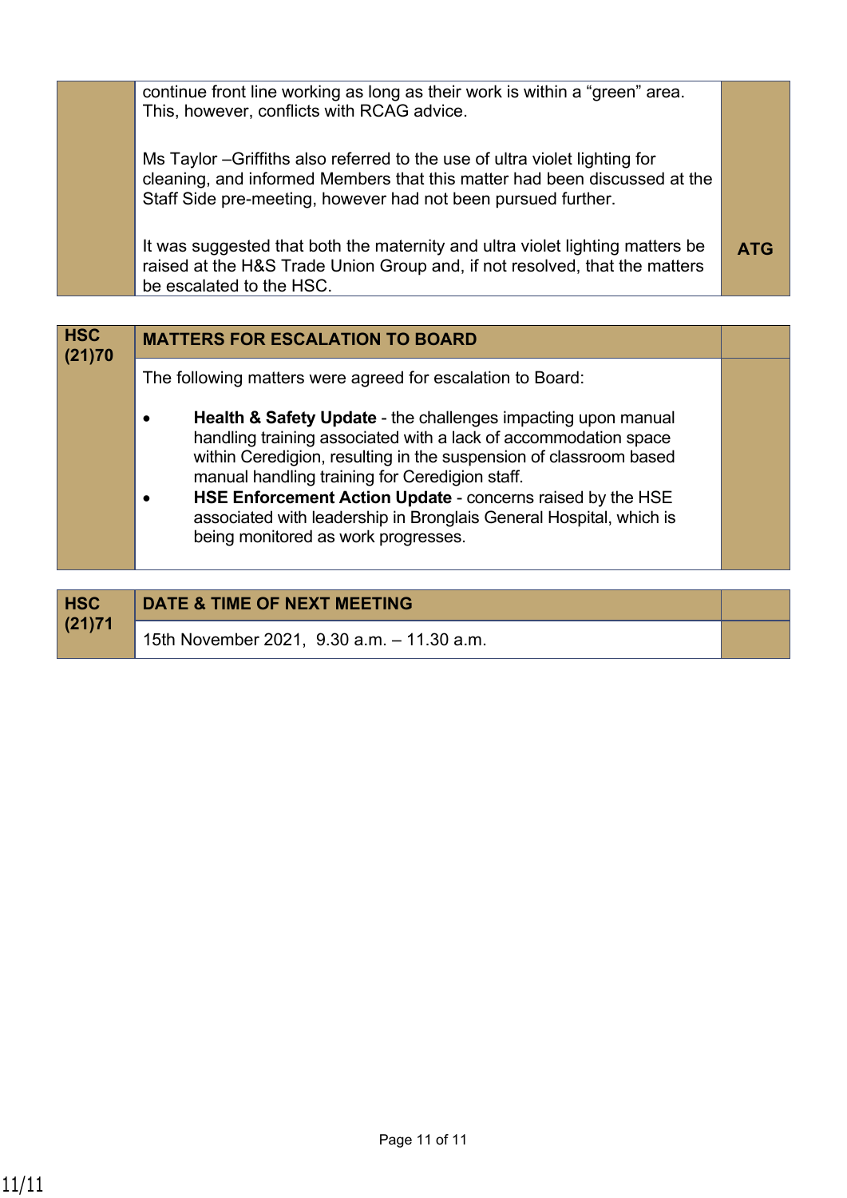| | | |
|---|---|---|
| | continue front line working as long as their work is within a "green" area. This, however, conflicts with RCAG advice.<br><br>Ms Taylor –Griffiths also referred to the use of ultra violet lighting for cleaning, and informed Members that this matter had been discussed at the Staff Side pre-meeting, however had not been pursued further.<br><br>It was suggested that both the maternity and ultra violet lighting matters be raised at the H&S Trade Union Group and, if not resolved, that the matters be escalated to the HSC. | **ATG** |

| | | |
|---|---|---|
| **HSC (21)70** | **MATTERS FOR ESCALATION TO BOARD** | |
| | The following matters were agreed for escalation to Board:<br><br>• **Health & Safety Update** - the challenges impacting upon manual handling training associated with a lack of accommodation space within Ceredigion, resulting in the suspension of classroom based manual handling training for Ceredigion staff.<br>• **HSE Enforcement Action Update** - concerns raised by the HSE associated with leadership in Bronglais General Hospital, which is being monitored as work progresses. | |

| | | |
|---|---|---|
| **HSC (21)71** | **DATE & TIME OF NEXT MEETING** | |
| | 15th November 2021, 9.30 a.m. – 11.30 a.m. | |